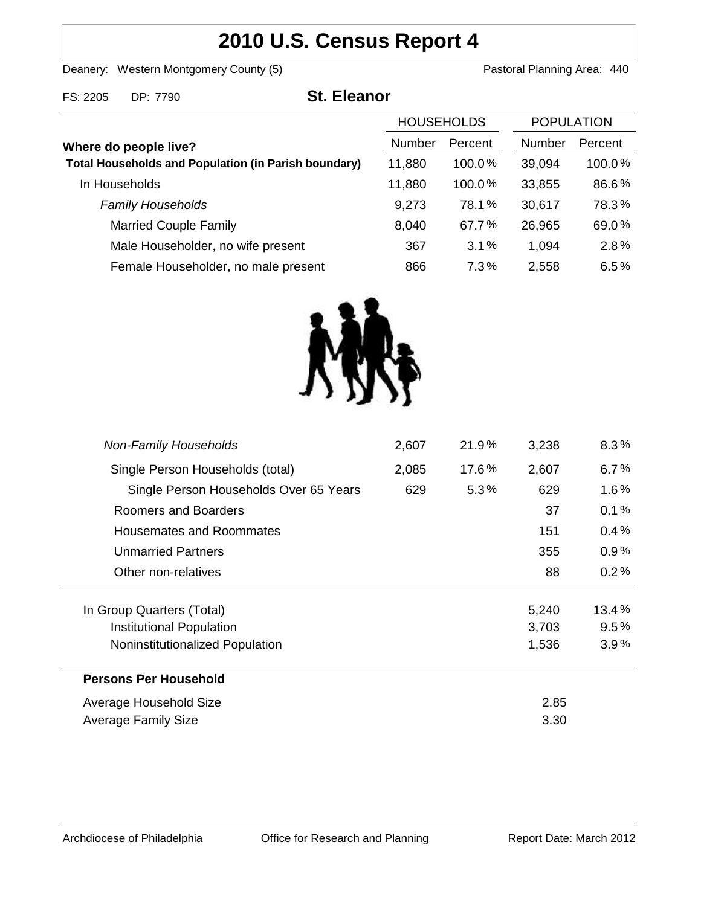# 2010 U.S. Census Report 4

Deanery: Western Montgomery County (5) Pastoral Planning Area: 440

FS: 2205 DP: 7790

## St. Eleanor

| Where do people live? | HOUSEHOLDS | | POPULATION | |
|---|---|---|---|---|
| | Number | Percent | Number | Percent |
| **Total Households and Population (in Parish boundary)** | 11,880 | 100.0% | 39,094 | 100.0% |
| In Households | 11,880 | 100.0% | 33,855 | 86.6% |
| *Family Households* | 9,273 | 78.1% | 30,617 | 78.3% |
| Married Couple Family | 8,040 | 67.7% | 26,965 | 69.0% |
| Male Householder, no wife present | 367 | 3.1% | 1,094 | 2.8% |
| Female Householder, no male present | 866 | 7.3% | 2,558 | 6.5% |
| *Non-Family Households* | 2,607 | 21.9% | 3,238 | 8.3% |
| Single Person Households (total) | 2,085 | 17.6% | 2,607 | 6.7% |
| Single Person Households Over 65 Years | 629 | 5.3% | 629 | 1.6% |
| Roomers and Boarders | | | 37 | 0.1% |
| Housemates and Roommates | | | 151 | 0.4% |
| Unmarried Partners | | | 355 | 0.9% |
| Other non-relatives | | | 88 | 0.2% |
| In Group Quarters (Total) | | | 5,240 | 13.4% |
| Institutional Population | | | 3,703 | 9.5% |
| Noninstitutionalized Population | | | 1,536 | 3.9% |

**Persons Per Household**

| | |
|---|---|
| Average Household Size | 2.85 |
| Average Family Size | 3.30 |

Archdiocese of Philadelphia Office for Research and Planning Report Date: March 2012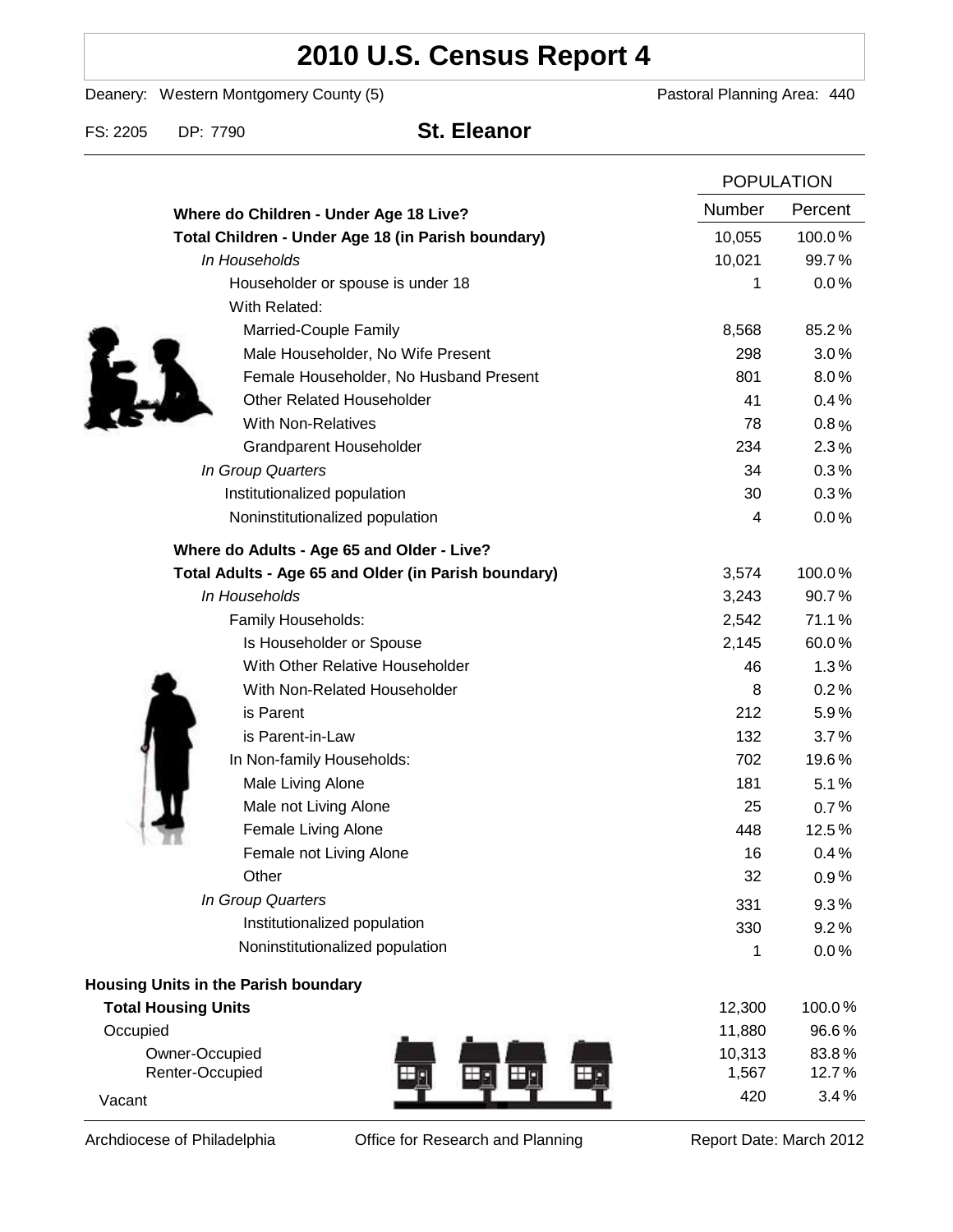# 2010 U.S. Census Report 4

Deanery: Western Montgomery County (5) Pastoral Planning Area: 440

FS: 2205 DP: 7790 **St. Eleanor**

| | POPULATION | |
|---|---|---|
| | Number | Percent |
| **Where do Children - Under Age 18 Live?** | | |
| **Total Children - Under Age 18 (in Parish boundary)** | 10,055 | 100.0% |
| *In Households* | 10,021 | 99.7% |
| Householder or spouse is under 18 | 1 | 0.0% |
| With Related: | | |
| Married-Couple Family | 8,568 | 85.2% |
| Male Householder, No Wife Present | 298 | 3.0% |
| Female Householder, No Husband Present | 801 | 8.0% |
| Other Related Householder | 41 | 0.4% |
| With Non-Relatives | 78 | 0.8% |
| Grandparent Householder | 234 | 2.3% |
| *In Group Quarters* | 34 | 0.3% |
| Institutionalized population | 30 | 0.3% |
| Noninstitutionalized population | 4 | 0.0% |
| **Where do Adults - Age 65 and Older - Live?** | | |
| **Total Adults - Age 65 and Older (in Parish boundary)** | 3,574 | 100.0% |
| *In Households* | 3,243 | 90.7% |
| Family Households: | 2,542 | 71.1% |
| Is Householder or Spouse | 2,145 | 60.0% |
| With Other Relative Householder | 46 | 1.3% |
| With Non-Related Householder | 8 | 0.2% |
| is Parent | 212 | 5.9% |
| is Parent-in-Law | 132 | 3.7% |
| In Non-family Households: | 702 | 19.6% |
| Male Living Alone | 181 | 5.1% |
| Male not Living Alone | 25 | 0.7% |
| Female Living Alone | 448 | 12.5% |
| Female not Living Alone | 16 | 0.4% |
| Other | 32 | 0.9% |
| *In Group Quarters* | 331 | 9.3% |
| Institutionalized population | 330 | 9.2% |
| Noninstitutionalized population | 1 | 0.0% |
| **Housing Units in the Parish boundary** | | |
| **Total Housing Units** | 12,300 | 100.0% |
| Occupied | 11,880 | 96.6% |
| Owner-Occupied | 10,313 | 83.8% |
| Renter-Occupied | 1,567 | 12.7% |
| Vacant | 420 | 3.4% |

Archdiocese of Philadelphia Office for Research and Planning Report Date: March 2012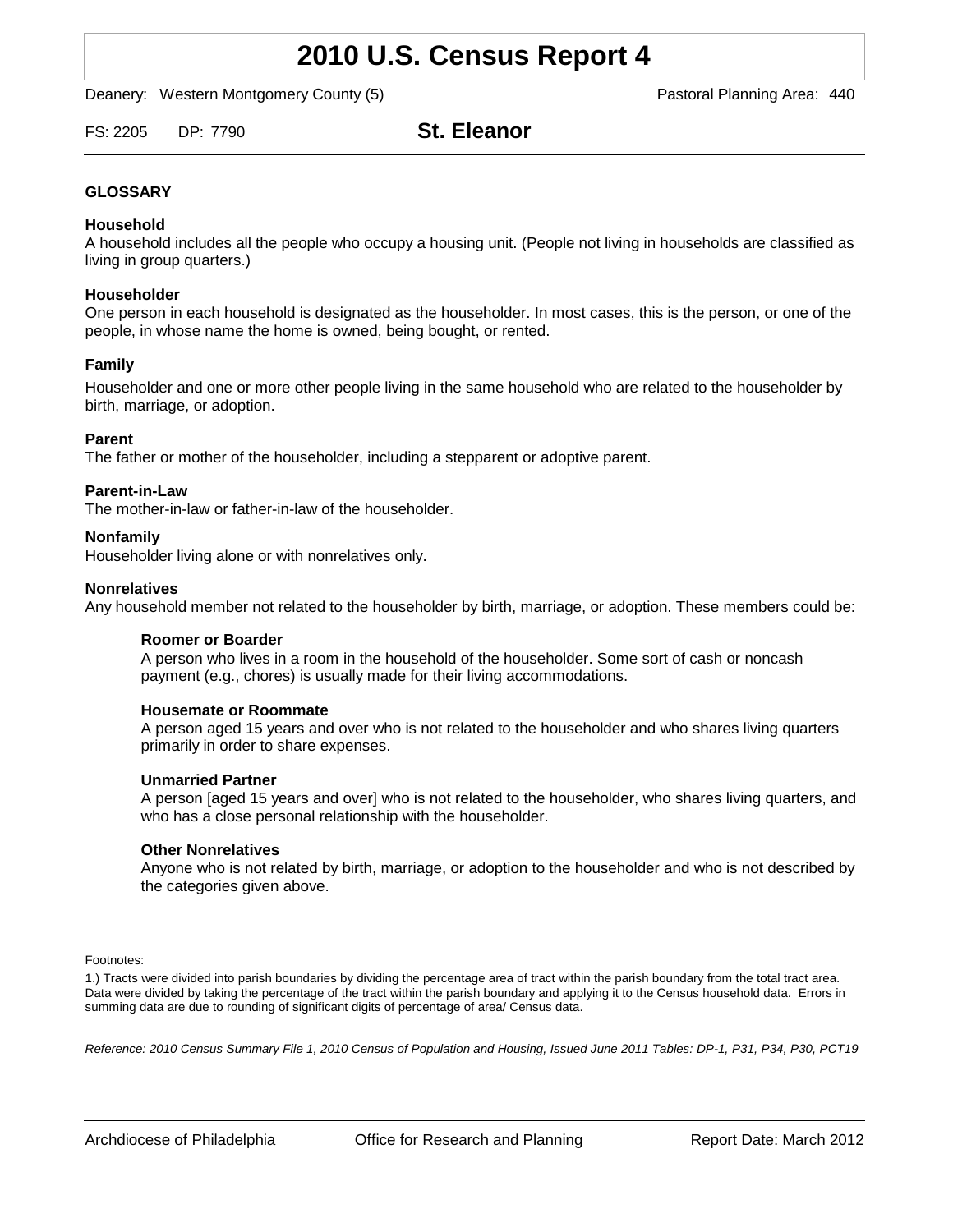# 2010 U.S. Census Report 4

Deanery: Western Montgomery County (5) Pastoral Planning Area: 440

FS: 2205 DP: 7790

## St. Eleanor

### GLOSSARY

**Household**
A household includes all the people who occupy a housing unit. (People not living in households are classified as living in group quarters.)

**Householder**
One person in each household is designated as the householder. In most cases, this is the person, or one of the people, in whose name the home is owned, being bought, or rented.

**Family**
Householder and one or more other people living in the same household who are related to the householder by birth, marriage, or adoption.

**Parent**
The father or mother of the householder, including a stepparent or adoptive parent.

**Parent-in-Law**
The mother-in-law or father-in-law of the householder.

**Nonfamily**
Householder living alone or with nonrelatives only.

**Nonrelatives**
Any household member not related to the householder by birth, marriage, or adoption. These members could be:

> **Roomer or Boarder**
> A person who lives in a room in the household of the householder. Some sort of cash or noncash payment (e.g., chores) is usually made for their living accommodations.
>
> **Housemate or Roommate**
> A person aged 15 years and over who is not related to the householder and who shares living quarters primarily in order to share expenses.
>
> **Unmarried Partner**
> A person [aged 15 years and over] who is not related to the householder, who shares living quarters, and who has a close personal relationship with the householder.
>
> **Other Nonrelatives**
> Anyone who is not related by birth, marriage, or adoption to the householder and who is not described by the categories given above.

Footnotes:

1.) Tracts were divided into parish boundaries by dividing the percentage area of tract within the parish boundary from the total tract area. Data were divided by taking the percentage of the tract within the parish boundary and applying it to the Census household data. Errors in summing data are due to rounding of significant digits of percentage of area/ Census data.

*Reference: 2010 Census Summary File 1, 2010 Census of Population and Housing, Issued June 2011 Tables: DP-1, P31, P34, P30, PCT19*

Archdiocese of Philadelphia Office for Research and Planning Report Date: March 2012